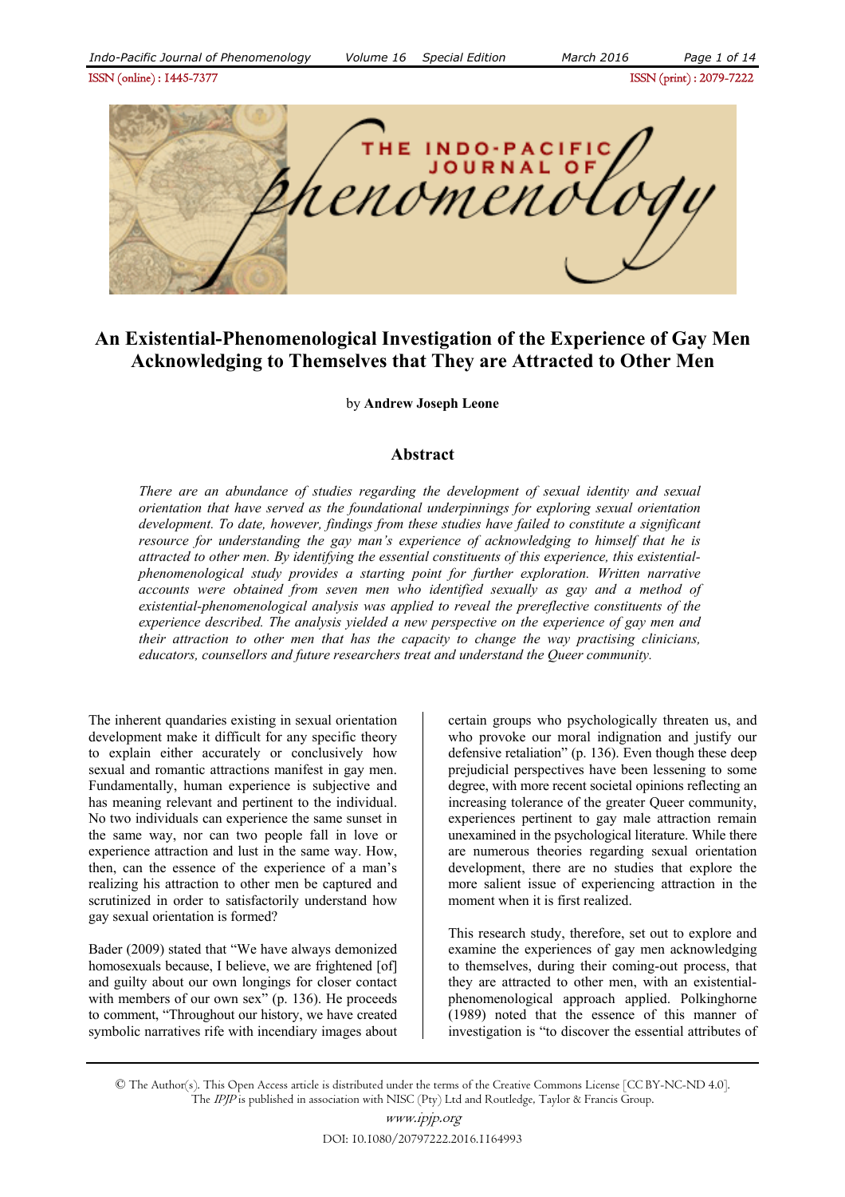# An Existential-Phenomenological Investigation of the Experience of Gay Men Acknowledging to Themselves that They are Attracted to Other Men

by **Andrew Joseph Leone**

## Abstract

*There are an abundance of studies regarding the development of sexual identity and sexual orientation that have served as the foundational underpinnings for exploring sexual orientation development. To date, however, findings from these studies have failed to constitute a significant resource for understanding the gay man's experience of acknowledging to himself that he is attracted to other men. By identifying the essential constituents of this experience, this existential-phenomenological study provides a starting point for further exploration. Written narrative accounts were obtained from seven men who identified sexually as gay and a method of existential-phenomenological analysis was applied to reveal the prereflective constituents of the experience described. The analysis yielded a new perspective on the experience of gay men and their attraction to other men that has the capacity to change the way practising clinicians, educators, counsellors and future researchers treat and understand the Queer community.*

The inherent quandaries existing in sexual orientation development make it difficult for any specific theory to explain either accurately or conclusively how sexual and romantic attractions manifest in gay men. Fundamentally, human experience is subjective and has meaning relevant and pertinent to the individual. No two individuals can experience the same sunset in the same way, nor can two people fall in love or experience attraction and lust in the same way. How, then, can the essence of the experience of a man's realizing his attraction to other men be captured and scrutinized in order to satisfactorily understand how gay sexual orientation is formed?

Bader (2009) stated that "We have always demonized homosexuals because, I believe, we are frightened [of] and guilty about our own longings for closer contact with members of our own sex" (p. 136). He proceeds to comment, "Throughout our history, we have created symbolic narratives rife with incendiary images about certain groups who psychologically threaten us, and who provoke our moral indignation and justify our defensive retaliation" (p. 136). Even though these deep prejudicial perspectives have been lessening to some degree, with more recent societal opinions reflecting an increasing tolerance of the greater Queer community, experiences pertinent to gay male attraction remain unexamined in the psychological literature. While there are numerous theories regarding sexual orientation development, there are no studies that explore the more salient issue of experiencing attraction in the moment when it is first realized.

This research study, therefore, set out to explore and examine the experiences of gay men acknowledging to themselves, during their coming-out process, that they are attracted to other men, with an existential-phenomenological approach applied. Polkinghorne (1989) noted that the essence of this manner of investigation is "to discover the essential attributes of

© The Author(s). This Open Access article is distributed under the terms of the Creative Commons License [CC BY-NC-ND 4.0]. The *IPJP* is published in association with NISC (Pty) Ltd and Routledge, Taylor & Francis Group.

DOI: 10.1080/20797222.2016.1164993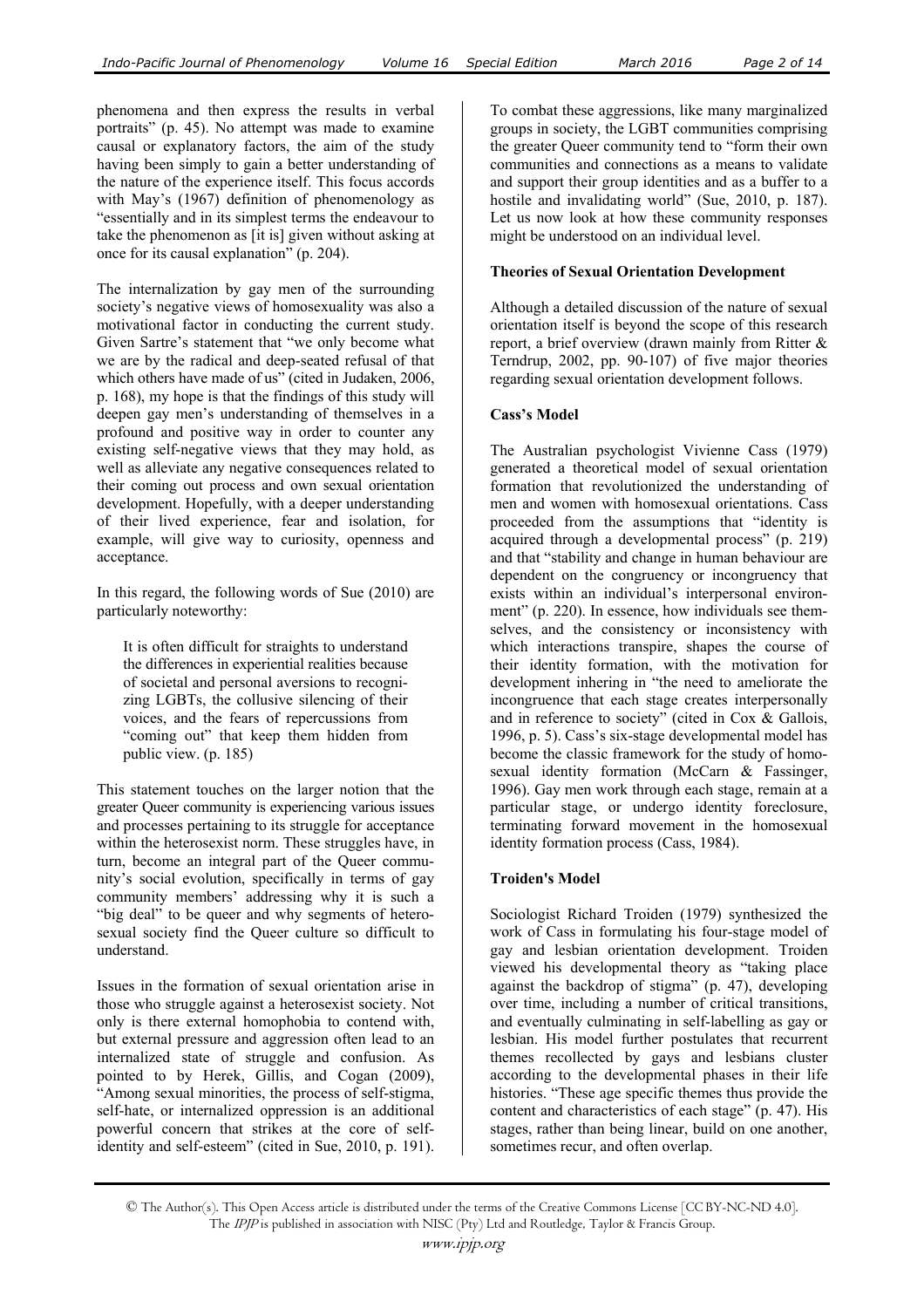phenomena and then express the results in verbal portraits" (p. 45). No attempt was made to examine causal or explanatory factors, the aim of the study having been simply to gain a better understanding of the nature of the experience itself. This focus accords with May's (1967) definition of phenomenology as "essentially and in its simplest terms the endeavour to take the phenomenon as [it is] given without asking at once for its causal explanation" (p. 204).

The internalization by gay men of the surrounding society's negative views of homosexuality was also a motivational factor in conducting the current study. Given Sartre's statement that "we only become what we are by the radical and deep-seated refusal of that which others have made of us" (cited in Judaken, 2006, p. 168), my hope is that the findings of this study will deepen gay men's understanding of themselves in a profound and positive way in order to counter any existing self-negative views that they may hold, as well as alleviate any negative consequences related to their coming out process and own sexual orientation development. Hopefully, with a deeper understanding of their lived experience, fear and isolation, for example, will give way to curiosity, openness and acceptance.

In this regard, the following words of Sue (2010) are particularly noteworthy:

> It is often difficult for straights to understand the differences in experiential realities because of societal and personal aversions to recognizing LGBTs, the collusive silencing of their voices, and the fears of repercussions from "coming out" that keep them hidden from public view. (p. 185)

This statement touches on the larger notion that the greater Queer community is experiencing various issues and processes pertaining to its struggle for acceptance within the heterosexist norm. These struggles have, in turn, become an integral part of the Queer community's social evolution, specifically in terms of gay community members' addressing why it is such a "big deal" to be queer and why segments of heterosexual society find the Queer culture so difficult to understand.

Issues in the formation of sexual orientation arise in those who struggle against a heterosexist society. Not only is there external homophobia to contend with, but external pressure and aggression often lead to an internalized state of struggle and confusion. As pointed to by Herek, Gillis, and Cogan (2009), "Among sexual minorities, the process of self-stigma, self-hate, or internalized oppression is an additional powerful concern that strikes at the core of self-identity and self-esteem" (cited in Sue, 2010, p. 191). To combat these aggressions, like many marginalized groups in society, the LGBT communities comprising the greater Queer community tend to "form their own communities and connections as a means to validate and support their group identities and as a buffer to a hostile and invalidating world" (Sue, 2010, p. 187). Let us now look at how these community responses might be understood on an individual level.

## Theories of Sexual Orientation Development

Although a detailed discussion of the nature of sexual orientation itself is beyond the scope of this research report, a brief overview (drawn mainly from Ritter & Terndrup, 2002, pp. 90-107) of five major theories regarding sexual orientation development follows.

### Cass's Model

The Australian psychologist Vivienne Cass (1979) generated a theoretical model of sexual orientation formation that revolutionized the understanding of men and women with homosexual orientations. Cass proceeded from the assumptions that "identity is acquired through a developmental process" (p. 219) and that "stability and change in human behaviour are dependent on the congruency or incongruency that exists within an individual's interpersonal environment" (p. 220). In essence, how individuals see themselves, and the consistency or inconsistency with which interactions transpire, shapes the course of their identity formation, with the motivation for development inhering in "the need to ameliorate the incongruence that each stage creates interpersonally and in reference to society" (cited in Cox & Gallois, 1996, p. 5). Cass's six-stage developmental model has become the classic framework for the study of homosexual identity formation (McCarn & Fassinger, 1996). Gay men work through each stage, remain at a particular stage, or undergo identity foreclosure, terminating forward movement in the homosexual identity formation process (Cass, 1984).

### Troiden's Model

Sociologist Richard Troiden (1979) synthesized the work of Cass in formulating his four-stage model of gay and lesbian orientation development. Troiden viewed his developmental theory as "taking place against the backdrop of stigma" (p. 47), developing over time, including a number of critical transitions, and eventually culminating in self-labelling as gay or lesbian. His model further postulates that recurrent themes recollected by gays and lesbians cluster according to the developmental phases in their life histories. "These age specific themes thus provide the content and characteristics of each stage" (p. 47). His stages, rather than being linear, build on one another, sometimes recur, and often overlap.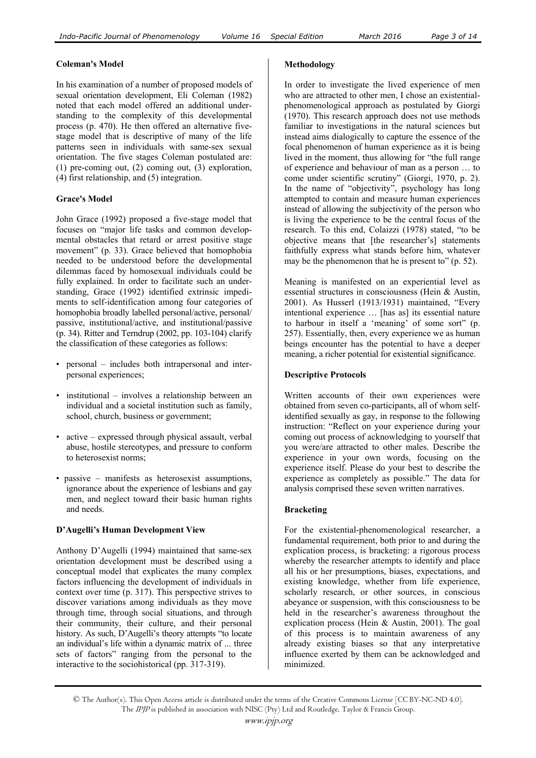### Coleman's Model

In his examination of a number of proposed models of sexual orientation development, Eli Coleman (1982) noted that each model offered an additional understanding to the complexity of this developmental process (p. 470). He then offered an alternative five-stage model that is descriptive of many of the life patterns seen in individuals with same-sex sexual orientation. The five stages Coleman postulated are: (1) pre-coming out, (2) coming out, (3) exploration, (4) first relationship, and (5) integration.

### Grace's Model

John Grace (1992) proposed a five-stage model that focuses on "major life tasks and common developmental obstacles that retard or arrest positive stage movement" (p. 33). Grace believed that homophobia needed to be understood before the developmental dilemmas faced by homosexual individuals could be fully explained. In order to facilitate such an understanding, Grace (1992) identified extrinsic impediments to self-identification among four categories of homophobia broadly labelled personal/active, personal/passive, institutional/active, and institutional/passive (p. 34). Ritter and Terndrup (2002, pp. 103-104) clarify the classification of these categories as follows:

- personal – includes both intrapersonal and interpersonal experiences;
- institutional – involves a relationship between an individual and a societal institution such as family, school, church, business or government;
- active – expressed through physical assault, verbal abuse, hostile stereotypes, and pressure to conform to heterosexist norms;
- passive – manifests as heterosexist assumptions, ignorance about the experience of lesbians and gay men, and neglect toward their basic human rights and needs.

### D'Augelli's Human Development View

Anthony D'Augelli (1994) maintained that same-sex orientation development must be described using a conceptual model that explicates the many complex factors influencing the development of individuals in context over time (p. 317). This perspective strives to discover variations among individuals as they move through time, through social situations, and through their community, their culture, and their personal history. As such, D'Augelli's theory attempts "to locate an individual's life within a dynamic matrix of ... three sets of factors" ranging from the personal to the interactive to the sociohistorical (pp. 317-319).

### Methodology

In order to investigate the lived experience of men who are attracted to other men, I chose an existential-phenomenological approach as postulated by Giorgi (1970). This research approach does not use methods familiar to investigations in the natural sciences but instead aims dialogically to capture the essence of the focal phenomenon of human experience as it is being lived in the moment, thus allowing for "the full range of experience and behaviour of man as a person … to come under scientific scrutiny" (Giorgi, 1970, p. 2). In the name of "objectivity", psychology has long attempted to contain and measure human experiences instead of allowing the subjectivity of the person who is living the experience to be the central focus of the research. To this end, Colaizzi (1978) stated, "to be objective means that [the researcher's] statements faithfully express what stands before him, whatever may be the phenomenon that he is present to" (p. 52).

Meaning is manifested on an experiential level as essential structures in consciousness (Hein & Austin, 2001). As Husserl (1913/1931) maintained, "Every intentional experience … [has as] its essential nature to harbour in itself a 'meaning' of some sort" (p. 257). Essentially, then, every experience we as human beings encounter has the potential to have a deeper meaning, a richer potential for existential significance.

### Descriptive Protocols

Written accounts of their own experiences were obtained from seven co-participants, all of whom self-identified sexually as gay, in response to the following instruction: "Reflect on your experience during your coming out process of acknowledging to yourself that you were/are attracted to other males. Describe the experience in your own words, focusing on the experience itself. Please do your best to describe the experience as completely as possible." The data for analysis comprised these seven written narratives.

### Bracketing

For the existential-phenomenological researcher, a fundamental requirement, both prior to and during the explication process, is bracketing: a rigorous process whereby the researcher attempts to identify and place all his or her presumptions, biases, expectations, and existing knowledge, whether from life experience, scholarly research, or other sources, in conscious abeyance or suspension, with this consciousness to be held in the researcher's awareness throughout the explication process (Hein & Austin, 2001). The goal of this process is to maintain awareness of any already existing biases so that any interpretative influence exerted by them can be acknowledged and minimized.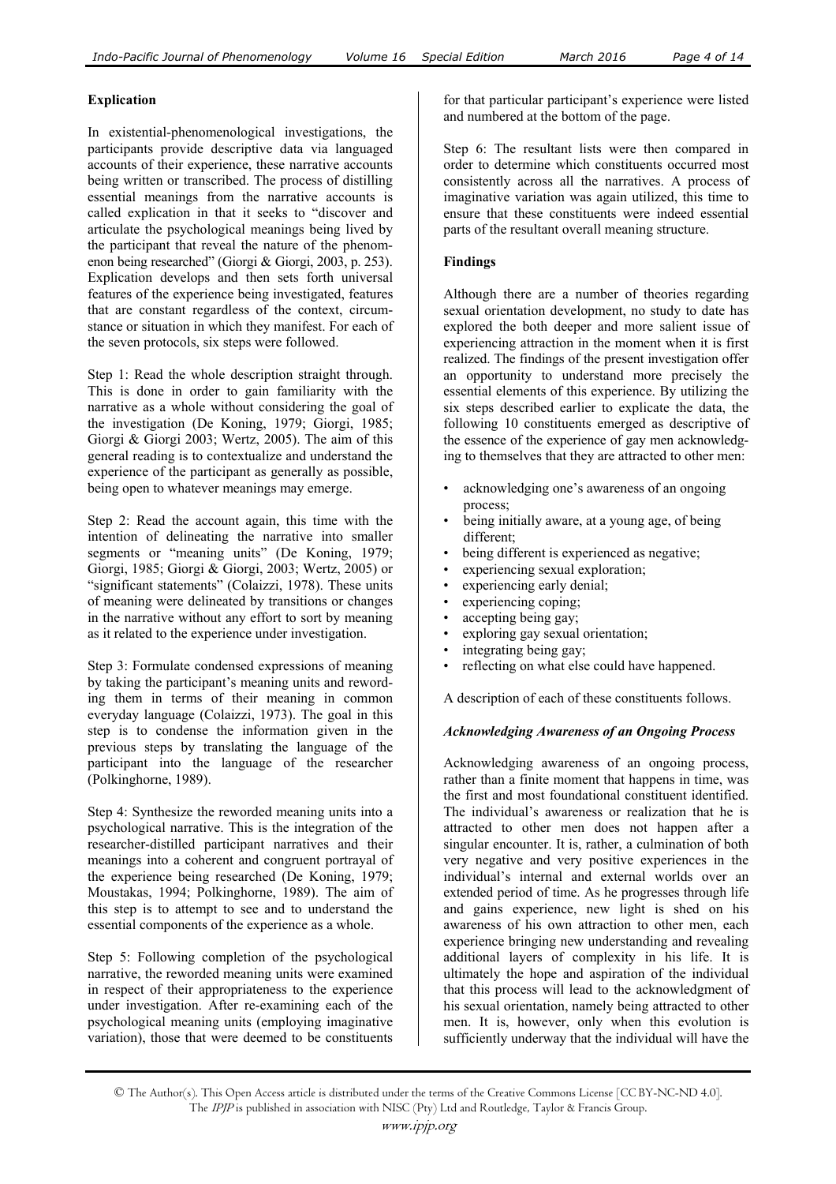**Explication**

In existential-phenomenological investigations, the participants provide descriptive data via languaged accounts of their experience, these narrative accounts being written or transcribed. The process of distilling essential meanings from the narrative accounts is called explication in that it seeks to "discover and articulate the psychological meanings being lived by the participant that reveal the nature of the phenomenon being researched" (Giorgi & Giorgi, 2003, p. 253). Explication develops and then sets forth universal features of the experience being investigated, features that are constant regardless of the context, circumstance or situation in which they manifest. For each of the seven protocols, six steps were followed.

Step 1: Read the whole description straight through. This is done in order to gain familiarity with the narrative as a whole without considering the goal of the investigation (De Koning, 1979; Giorgi, 1985; Giorgi & Giorgi 2003; Wertz, 2005). The aim of this general reading is to contextualize and understand the experience of the participant as generally as possible, being open to whatever meanings may emerge.

Step 2: Read the account again, this time with the intention of delineating the narrative into smaller segments or "meaning units" (De Koning, 1979; Giorgi, 1985; Giorgi & Giorgi, 2003; Wertz, 2005) or "significant statements" (Colaizzi, 1978). These units of meaning were delineated by transitions or changes in the narrative without any effort to sort by meaning as it related to the experience under investigation.

Step 3: Formulate condensed expressions of meaning by taking the participant's meaning units and rewording them in terms of their meaning in common everyday language (Colaizzi, 1973). The goal in this step is to condense the information given in the previous steps by translating the language of the participant into the language of the researcher (Polkinghorne, 1989).

Step 4: Synthesize the reworded meaning units into a psychological narrative. This is the integration of the researcher-distilled participant narratives and their meanings into a coherent and congruent portrayal of the experience being researched (De Koning, 1979; Moustakas, 1994; Polkinghorne, 1989). The aim of this step is to attempt to see and to understand the essential components of the experience as a whole.

Step 5: Following completion of the psychological narrative, the reworded meaning units were examined in respect of their appropriateness to the experience under investigation. After re-examining each of the psychological meaning units (employing imaginative variation), those that were deemed to be constituents for that particular participant's experience were listed and numbered at the bottom of the page.

Step 6: The resultant lists were then compared in order to determine which constituents occurred most consistently across all the narratives. A process of imaginative variation was again utilized, this time to ensure that these constituents were indeed essential parts of the resultant overall meaning structure.

**Findings**

Although there are a number of theories regarding sexual orientation development, no study to date has explored the both deeper and more salient issue of experiencing attraction in the moment when it is first realized. The findings of the present investigation offer an opportunity to understand more precisely the essential elements of this experience. By utilizing the six steps described earlier to explicate the data, the following 10 constituents emerged as descriptive of the essence of the experience of gay men acknowledging to themselves that they are attracted to other men:

- acknowledging one's awareness of an ongoing process;
- being initially aware, at a young age, of being different;
- being different is experienced as negative;
- experiencing sexual exploration;
- experiencing early denial;
- experiencing coping;
- accepting being gay;
- exploring gay sexual orientation;
- integrating being gay;
- reflecting on what else could have happened.

A description of each of these constituents follows.

***Acknowledging Awareness of an Ongoing Process***

Acknowledging awareness of an ongoing process, rather than a finite moment that happens in time, was the first and most foundational constituent identified. The individual's awareness or realization that he is attracted to other men does not happen after a singular encounter. It is, rather, a culmination of both very negative and very positive experiences in the individual's internal and external worlds over an extended period of time. As he progresses through life and gains experience, new light is shed on his awareness of his own attraction to other men, each experience bringing new understanding and revealing additional layers of complexity in his life. It is ultimately the hope and aspiration of the individual that this process will lead to the acknowledgment of his sexual orientation, namely being attracted to other men. It is, however, only when this evolution is sufficiently underway that the individual will have the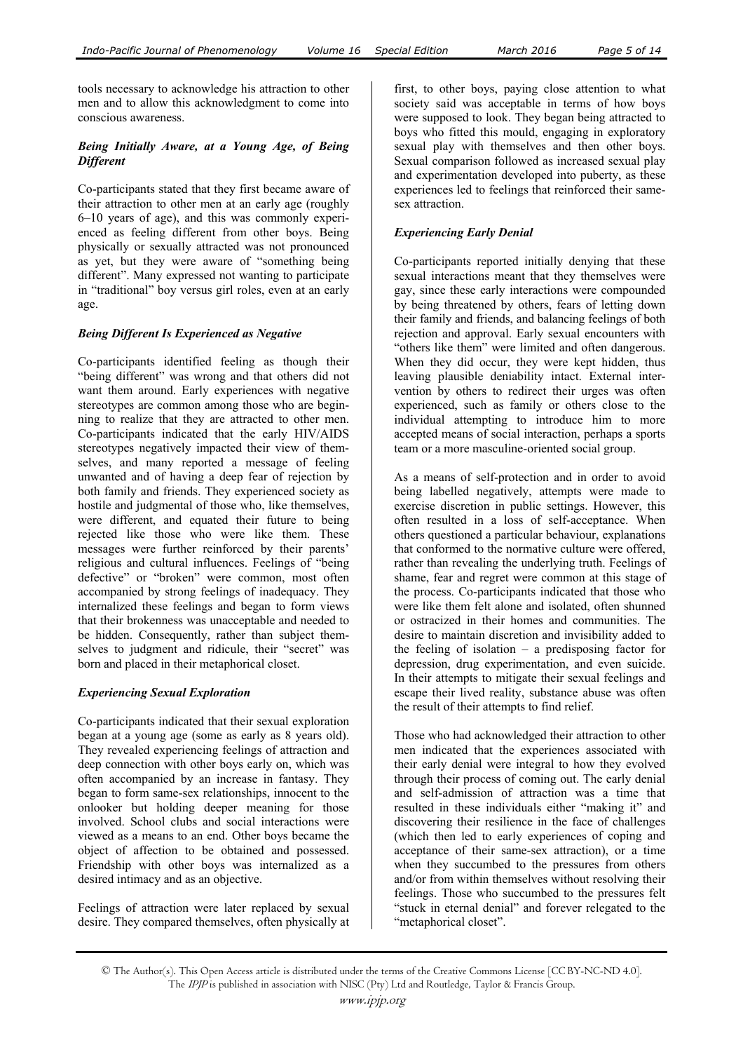tools necessary to acknowledge his attraction to other men and to allow this acknowledgment to come into conscious awareness.

### *Being Initially Aware, at a Young Age, of Being Different*

Co-participants stated that they first became aware of their attraction to other men at an early age (roughly 6–10 years of age), and this was commonly experienced as feeling different from other boys. Being physically or sexually attracted was not pronounced as yet, but they were aware of "something being different". Many expressed not wanting to participate in "traditional" boy versus girl roles, even at an early age.

### *Being Different Is Experienced as Negative*

Co-participants identified feeling as though their "being different" was wrong and that others did not want them around. Early experiences with negative stereotypes are common among those who are beginning to realize that they are attracted to other men. Co-participants indicated that the early HIV/AIDS stereotypes negatively impacted their view of themselves, and many reported a message of feeling unwanted and of having a deep fear of rejection by both family and friends. They experienced society as hostile and judgmental of those who, like themselves, were different, and equated their future to being rejected like those who were like them. These messages were further reinforced by their parents' religious and cultural influences. Feelings of "being defective" or "broken" were common, most often accompanied by strong feelings of inadequacy. They internalized these feelings and began to form views that their brokenness was unacceptable and needed to be hidden. Consequently, rather than subject themselves to judgment and ridicule, their "secret" was born and placed in their metaphorical closet.

### *Experiencing Sexual Exploration*

Co-participants indicated that their sexual exploration began at a young age (some as early as 8 years old). They revealed experiencing feelings of attraction and deep connection with other boys early on, which was often accompanied by an increase in fantasy. They began to form same-sex relationships, innocent to the onlooker but holding deeper meaning for those involved. School clubs and social interactions were viewed as a means to an end. Other boys became the object of affection to be obtained and possessed. Friendship with other boys was internalized as a desired intimacy and as an objective.

Feelings of attraction were later replaced by sexual desire. They compared themselves, often physically at first, to other boys, paying close attention to what society said was acceptable in terms of how boys were supposed to look. They began being attracted to boys who fitted this mould, engaging in exploratory sexual play with themselves and then other boys. Sexual comparison followed as increased sexual play and experimentation developed into puberty, as these experiences led to feelings that reinforced their same-sex attraction.

### *Experiencing Early Denial*

Co-participants reported initially denying that these sexual interactions meant that they themselves were gay, since these early interactions were compounded by being threatened by others, fears of letting down their family and friends, and balancing feelings of both rejection and approval. Early sexual encounters with "others like them" were limited and often dangerous. When they did occur, they were kept hidden, thus leaving plausible deniability intact. External intervention by others to redirect their urges was often experienced, such as family or others close to the individual attempting to introduce him to more accepted means of social interaction, perhaps a sports team or a more masculine-oriented social group.

As a means of self-protection and in order to avoid being labelled negatively, attempts were made to exercise discretion in public settings. However, this often resulted in a loss of self-acceptance. When others questioned a particular behaviour, explanations that conformed to the normative culture were offered, rather than revealing the underlying truth. Feelings of shame, fear and regret were common at this stage of the process. Co-participants indicated that those who were like them felt alone and isolated, often shunned or ostracized in their homes and communities. The desire to maintain discretion and invisibility added to the feeling of isolation – a predisposing factor for depression, drug experimentation, and even suicide. In their attempts to mitigate their sexual feelings and escape their lived reality, substance abuse was often the result of their attempts to find relief.

Those who had acknowledged their attraction to other men indicated that the experiences associated with their early denial were integral to how they evolved through their process of coming out. The early denial and self-admission of attraction was a time that resulted in these individuals either "making it" and discovering their resilience in the face of challenges (which then led to early experiences of coping and acceptance of their same-sex attraction), or a time when they succumbed to the pressures from others and/or from within themselves without resolving their feelings. Those who succumbed to the pressures felt "stuck in eternal denial" and forever relegated to the "metaphorical closet".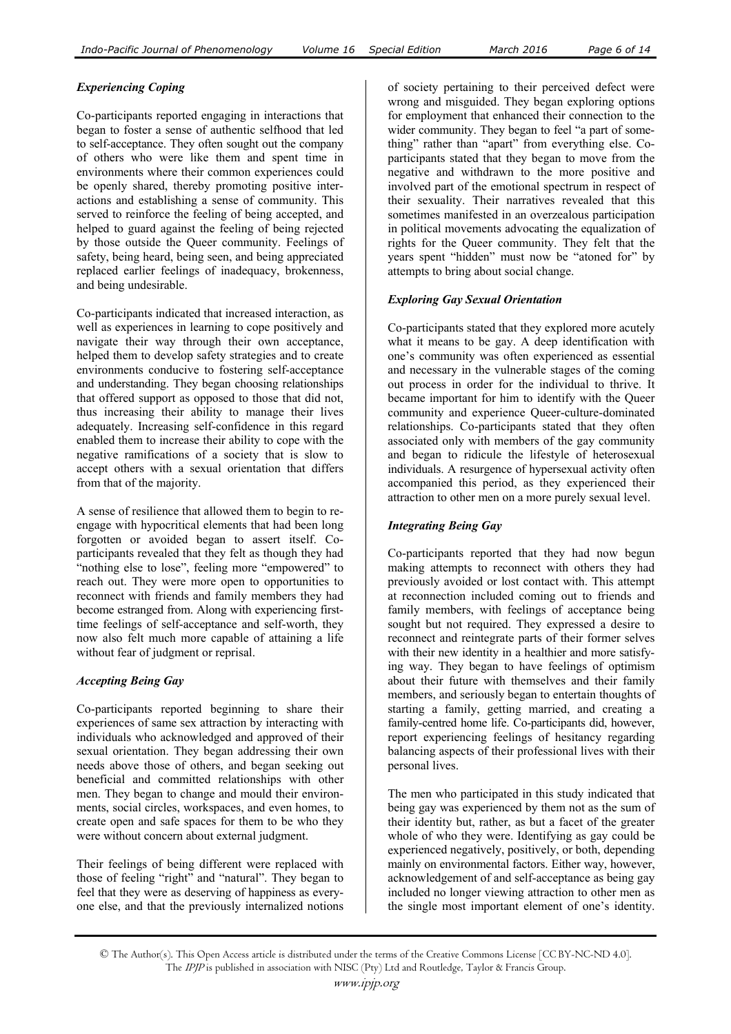### *Experiencing Coping*

Co-participants reported engaging in interactions that began to foster a sense of authentic selfhood that led to self-acceptance. They often sought out the company of others who were like them and spent time in environments where their common experiences could be openly shared, thereby promoting positive interactions and establishing a sense of community. This served to reinforce the feeling of being accepted, and helped to guard against the feeling of being rejected by those outside the Queer community. Feelings of safety, being heard, being seen, and being appreciated replaced earlier feelings of inadequacy, brokenness, and being undesirable.

Co-participants indicated that increased interaction, as well as experiences in learning to cope positively and navigate their way through their own acceptance, helped them to develop safety strategies and to create environments conducive to fostering self-acceptance and understanding. They began choosing relationships that offered support as opposed to those that did not, thus increasing their ability to manage their lives adequately. Increasing self-confidence in this regard enabled them to increase their ability to cope with the negative ramifications of a society that is slow to accept others with a sexual orientation that differs from that of the majority.

A sense of resilience that allowed them to begin to re-engage with hypocritical elements that had been long forgotten or avoided began to assert itself. Co-participants revealed that they felt as though they had "nothing else to lose", feeling more "empowered" to reach out. They were more open to opportunities to reconnect with friends and family members they had become estranged from. Along with experiencing first-time feelings of self-acceptance and self-worth, they now also felt much more capable of attaining a life without fear of judgment or reprisal.

### *Accepting Being Gay*

Co-participants reported beginning to share their experiences of same sex attraction by interacting with individuals who acknowledged and approved of their sexual orientation. They began addressing their own needs above those of others, and began seeking out beneficial and committed relationships with other men. They began to change and mould their environments, social circles, workspaces, and even homes, to create open and safe spaces for them to be who they were without concern about external judgment.

Their feelings of being different were replaced with those of feeling "right" and "natural". They began to feel that they were as deserving of happiness as everyone else, and that the previously internalized notions of society pertaining to their perceived defect were wrong and misguided. They began exploring options for employment that enhanced their connection to the wider community. They began to feel "a part of something" rather than "apart" from everything else. Co-participants stated that they began to move from the negative and withdrawn to the more positive and involved part of the emotional spectrum in respect of their sexuality. Their narratives revealed that this sometimes manifested in an overzealous participation in political movements advocating the equalization of rights for the Queer community. They felt that the years spent "hidden" must now be "atoned for" by attempts to bring about social change.

### *Exploring Gay Sexual Orientation*

Co-participants stated that they explored more acutely what it means to be gay. A deep identification with one's community was often experienced as essential and necessary in the vulnerable stages of the coming out process in order for the individual to thrive. It became important for him to identify with the Queer community and experience Queer-culture-dominated relationships. Co-participants stated that they often associated only with members of the gay community and began to ridicule the lifestyle of heterosexual individuals. A resurgence of hypersexual activity often accompanied this period, as they experienced their attraction to other men on a more purely sexual level.

### *Integrating Being Gay*

Co-participants reported that they had now begun making attempts to reconnect with others they had previously avoided or lost contact with. This attempt at reconnection included coming out to friends and family members, with feelings of acceptance being sought but not required. They expressed a desire to reconnect and reintegrate parts of their former selves with their new identity in a healthier and more satisfying way. They began to have feelings of optimism about their future with themselves and their family members, and seriously began to entertain thoughts of starting a family, getting married, and creating a family-centred home life. Co-participants did, however, report experiencing feelings of hesitancy regarding balancing aspects of their professional lives with their personal lives.

The men who participated in this study indicated that being gay was experienced by them not as the sum of their identity but, rather, as but a facet of the greater whole of who they were. Identifying as gay could be experienced negatively, positively, or both, depending mainly on environmental factors. Either way, however, acknowledgement of and self-acceptance as being gay included no longer viewing attraction to other men as the single most important element of one's identity.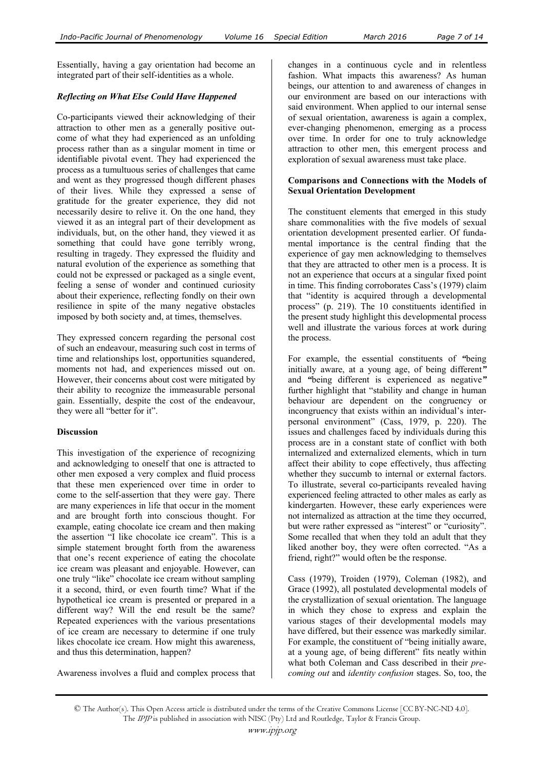Essentially, having a gay orientation had become an integrated part of their self-identities as a whole.

### *Reflecting on What Else Could Have Happened*

Co-participants viewed their acknowledging of their attraction to other men as a generally positive outcome of what they had experienced as an unfolding process rather than as a singular moment in time or identifiable pivotal event. They had experienced the process as a tumultuous series of challenges that came and went as they progressed though different phases of their lives. While they expressed a sense of gratitude for the greater experience, they did not necessarily desire to relive it. On the one hand, they viewed it as an integral part of their development as individuals, but, on the other hand, they viewed it as something that could have gone terribly wrong, resulting in tragedy. They expressed the fluidity and natural evolution of the experience as something that could not be expressed or packaged as a single event, feeling a sense of wonder and continued curiosity about their experience, reflecting fondly on their own resilience in spite of the many negative obstacles imposed by both society and, at times, themselves.

They expressed concern regarding the personal cost of such an endeavour, measuring such cost in terms of time and relationships lost, opportunities squandered, moments not had, and experiences missed out on. However, their concerns about cost were mitigated by their ability to recognize the immeasurable personal gain. Essentially, despite the cost of the endeavour, they were all "better for it".

## Discussion

This investigation of the experience of recognizing and acknowledging to oneself that one is attracted to other men exposed a very complex and fluid process that these men experienced over time in order to come to the self-assertion that they were gay. There are many experiences in life that occur in the moment and are brought forth into conscious thought. For example, eating chocolate ice cream and then making the assertion "I like chocolate ice cream". This is a simple statement brought forth from the awareness that one's recent experience of eating the chocolate ice cream was pleasant and enjoyable. However, can one truly "like" chocolate ice cream without sampling it a second, third, or even fourth time? What if the hypothetical ice cream is presented or prepared in a different way? Will the end result be the same? Repeated experiences with the various presentations of ice cream are necessary to determine if one truly likes chocolate ice cream. How might this awareness, and thus this determination, happen?

Awareness involves a fluid and complex process that changes in a continuous cycle and in relentless fashion. What impacts this awareness? As human beings, our attention to and awareness of changes in our environment are based on our interactions with said environment. When applied to our internal sense of sexual orientation, awareness is again a complex, ever-changing phenomenon, emerging as a process over time. In order for one to truly acknowledge attraction to other men, this emergent process and exploration of sexual awareness must take place.

### Comparisons and Connections with the Models of Sexual Orientation Development

The constituent elements that emerged in this study share commonalities with the five models of sexual orientation development presented earlier. Of fundamental importance is the central finding that the experience of gay men acknowledging to themselves that they are attracted to other men is a process. It is not an experience that occurs at a singular fixed point in time. This finding corroborates Cass's (1979) claim that "identity is acquired through a developmental process" (p. 219). The 10 constituents identified in the present study highlight this developmental process well and illustrate the various forces at work during the process.

For example, the essential constituents of *"*being initially aware, at a young age, of being different*"* and *"*being different is experienced as negative*"* further highlight that "stability and change in human behaviour are dependent on the congruency or incongruency that exists within an individual's interpersonal environment" (Cass, 1979, p. 220). The issues and challenges faced by individuals during this process are in a constant state of conflict with both internalized and externalized elements, which in turn affect their ability to cope effectively, thus affecting whether they succumb to internal or external factors. To illustrate, several co-participants revealed having experienced feeling attracted to other males as early as kindergarten. However, these early experiences were not internalized as attraction at the time they occurred, but were rather expressed as "interest" or "curiosity". Some recalled that when they told an adult that they liked another boy, they were often corrected. "As a friend, right?" would often be the response.

Cass (1979), Troiden (1979), Coleman (1982), and Grace (1992), all postulated developmental models of the crystallization of sexual orientation. The language in which they chose to express and explain the various stages of their developmental models may have differed, but their essence was markedly similar. For example, the constituent of "being initially aware, at a young age, of being different" fits neatly within what both Coleman and Cass described in their *pre-coming out* and *identity confusion* stages. So, too, the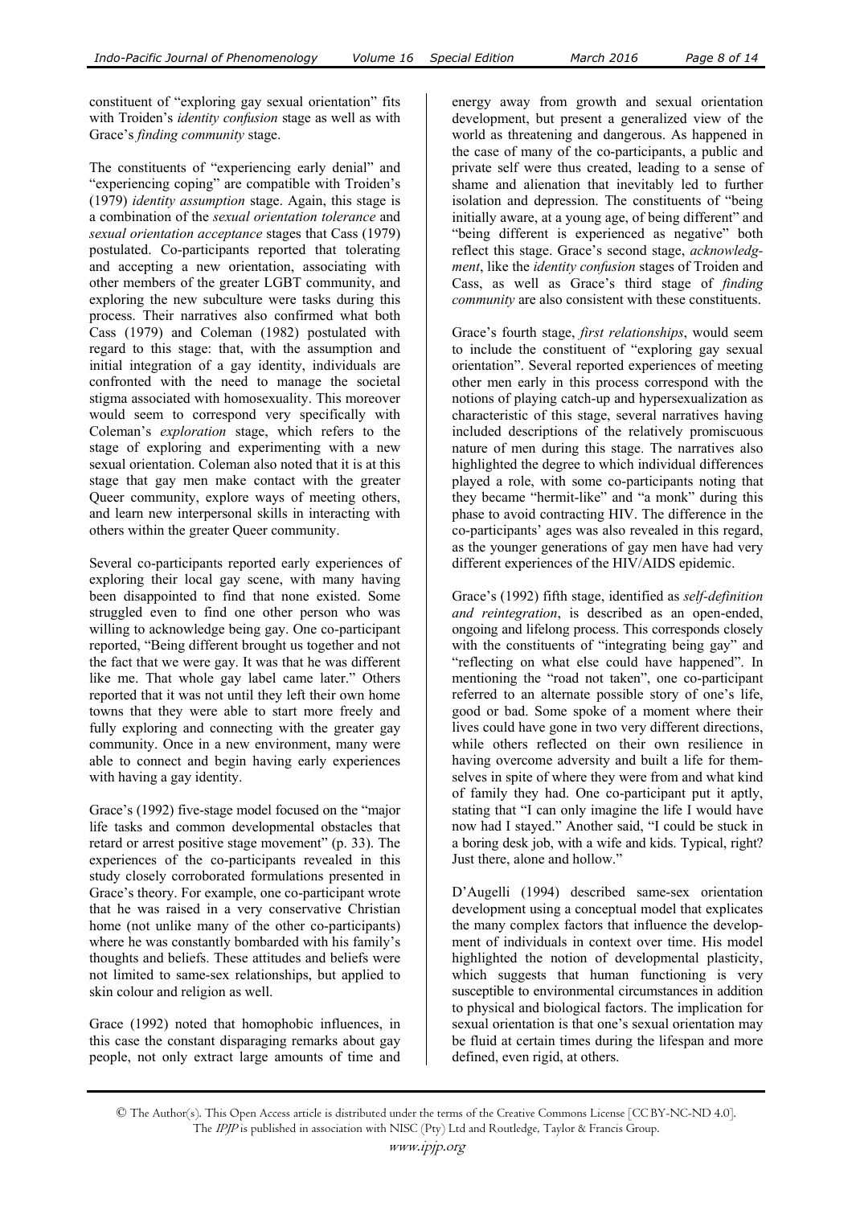constituent of "exploring gay sexual orientation" fits with Troiden's *identity confusion* stage as well as with Grace's *finding community* stage.

The constituents of "experiencing early denial" and "experiencing coping" are compatible with Troiden's (1979) *identity assumption* stage. Again, this stage is a combination of the *sexual orientation tolerance* and *sexual orientation acceptance* stages that Cass (1979) postulated. Co-participants reported that tolerating and accepting a new orientation, associating with other members of the greater LGBT community, and exploring the new subculture were tasks during this process. Their narratives also confirmed what both Cass (1979) and Coleman (1982) postulated with regard to this stage: that, with the assumption and initial integration of a gay identity, individuals are confronted with the need to manage the societal stigma associated with homosexuality. This moreover would seem to correspond very specifically with Coleman's *exploration* stage, which refers to the stage of exploring and experimenting with a new sexual orientation. Coleman also noted that it is at this stage that gay men make contact with the greater Queer community, explore ways of meeting others, and learn new interpersonal skills in interacting with others within the greater Queer community.

Several co-participants reported early experiences of exploring their local gay scene, with many having been disappointed to find that none existed. Some struggled even to find one other person who was willing to acknowledge being gay. One co-participant reported, "Being different brought us together and not the fact that we were gay. It was that he was different like me. That whole gay label came later." Others reported that it was not until they left their own home towns that they were able to start more freely and fully exploring and connecting with the greater gay community. Once in a new environment, many were able to connect and begin having early experiences with having a gay identity.

Grace's (1992) five-stage model focused on the "major life tasks and common developmental obstacles that retard or arrest positive stage movement" (p. 33). The experiences of the co-participants revealed in this study closely corroborated formulations presented in Grace's theory. For example, one co-participant wrote that he was raised in a very conservative Christian home (not unlike many of the other co-participants) where he was constantly bombarded with his family's thoughts and beliefs. These attitudes and beliefs were not limited to same-sex relationships, but applied to skin colour and religion as well.

Grace (1992) noted that homophobic influences, in this case the constant disparaging remarks about gay people, not only extract large amounts of time and energy away from growth and sexual orientation development, but present a generalized view of the world as threatening and dangerous. As happened in the case of many of the co-participants, a public and private self were thus created, leading to a sense of shame and alienation that inevitably led to further isolation and depression. The constituents of "being initially aware, at a young age, of being different" and "being different is experienced as negative" both reflect this stage. Grace's second stage, *acknowledgment*, like the *identity confusion* stages of Troiden and Cass, as well as Grace's third stage of *finding community* are also consistent with these constituents.

Grace's fourth stage, *first relationships*, would seem to include the constituent of "exploring gay sexual orientation". Several reported experiences of meeting other men early in this process correspond with the notions of playing catch-up and hypersexualization as characteristic of this stage, several narratives having included descriptions of the relatively promiscuous nature of men during this stage. The narratives also highlighted the degree to which individual differences played a role, with some co-participants noting that they became "hermit-like" and "a monk" during this phase to avoid contracting HIV. The difference in the co-participants' ages was also revealed in this regard, as the younger generations of gay men have had very different experiences of the HIV/AIDS epidemic.

Grace's (1992) fifth stage, identified as *self-definition and reintegration*, is described as an open-ended, ongoing and lifelong process. This corresponds closely with the constituents of "integrating being gay" and "reflecting on what else could have happened". In mentioning the "road not taken", one co-participant referred to an alternate possible story of one's life, good or bad. Some spoke of a moment where their lives could have gone in two very different directions, while others reflected on their own resilience in having overcome adversity and built a life for themselves in spite of where they were from and what kind of family they had. One co-participant put it aptly, stating that "I can only imagine the life I would have now had I stayed." Another said, "I could be stuck in a boring desk job, with a wife and kids. Typical, right? Just there, alone and hollow."

D'Augelli (1994) described same-sex orientation development using a conceptual model that explicates the many complex factors that influence the development of individuals in context over time. His model highlighted the notion of developmental plasticity, which suggests that human functioning is very susceptible to environmental circumstances in addition to physical and biological factors. The implication for sexual orientation is that one's sexual orientation may be fluid at certain times during the lifespan and more defined, even rigid, at others.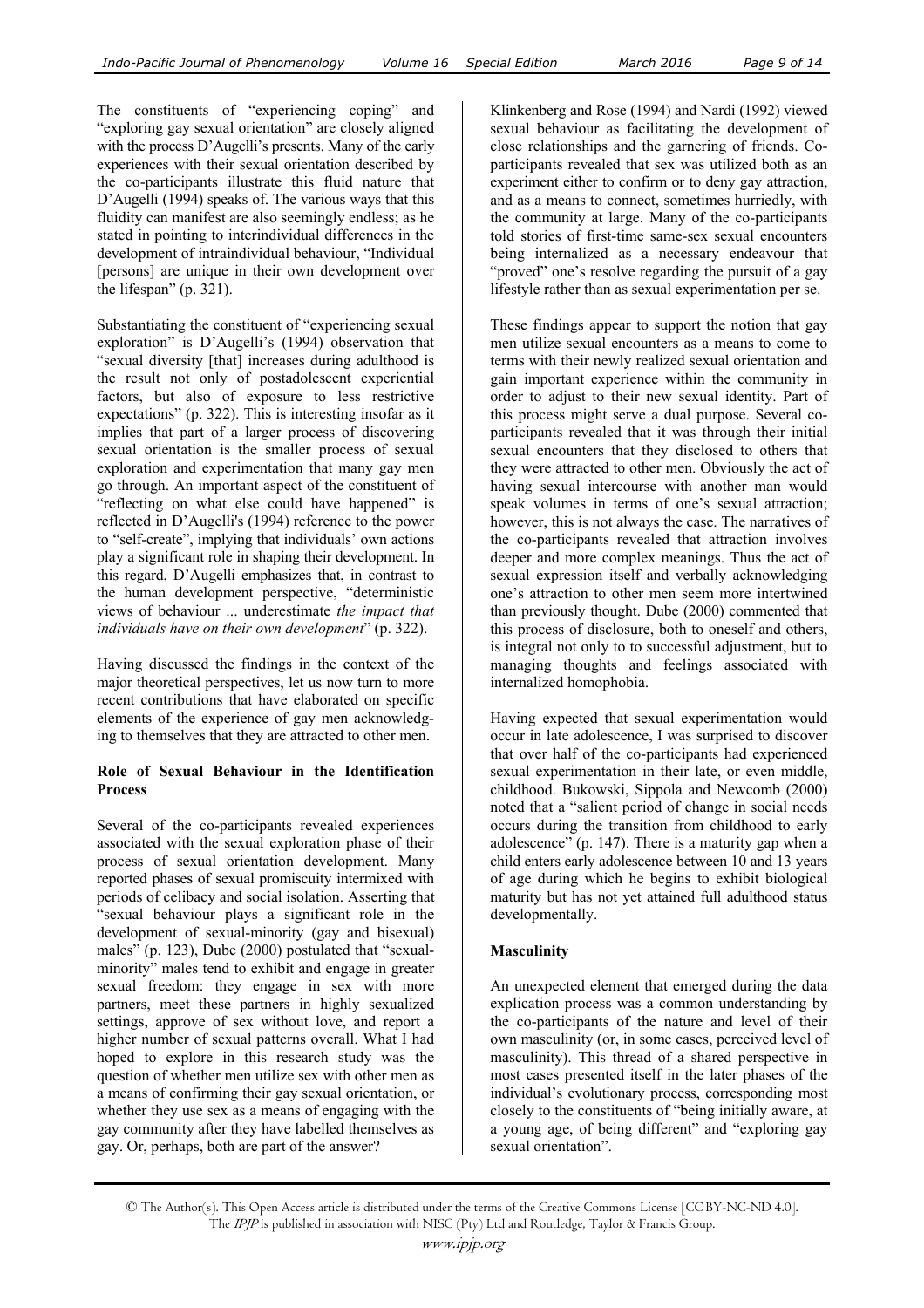The constituents of "experiencing coping" and "exploring gay sexual orientation" are closely aligned with the process D'Augelli's presents. Many of the early experiences with their sexual orientation described by the co-participants illustrate this fluid nature that D'Augelli (1994) speaks of. The various ways that this fluidity can manifest are also seemingly endless; as he stated in pointing to interindividual differences in the development of intraindividual behaviour, "Individual [persons] are unique in their own development over the lifespan" (p. 321).

Substantiating the constituent of "experiencing sexual exploration" is D'Augelli's (1994) observation that "sexual diversity [that] increases during adulthood is the result not only of postadolescent experiential factors, but also of exposure to less restrictive expectations" (p. 322). This is interesting insofar as it implies that part of a larger process of discovering sexual orientation is the smaller process of sexual exploration and experimentation that many gay men go through. An important aspect of the constituent of "reflecting on what else could have happened" is reflected in D'Augelli's (1994) reference to the power to "self-create", implying that individuals' own actions play a significant role in shaping their development. In this regard, D'Augelli emphasizes that, in contrast to the human development perspective, "deterministic views of behaviour ... underestimate *the impact that individuals have on their own development*" (p. 322).

Having discussed the findings in the context of the major theoretical perspectives, let us now turn to more recent contributions that have elaborated on specific elements of the experience of gay men acknowledging to themselves that they are attracted to other men.

## Role of Sexual Behaviour in the Identification Process

Several of the co-participants revealed experiences associated with the sexual exploration phase of their process of sexual orientation development. Many reported phases of sexual promiscuity intermixed with periods of celibacy and social isolation. Asserting that "sexual behaviour plays a significant role in the development of sexual-minority (gay and bisexual) males" (p. 123), Dube (2000) postulated that "sexual-minority" males tend to exhibit and engage in greater sexual freedom: they engage in sex with more partners, meet these partners in highly sexualized settings, approve of sex without love, and report a higher number of sexual patterns overall. What I had hoped to explore in this research study was the question of whether men utilize sex with other men as a means of confirming their gay sexual orientation, or whether they use sex as a means of engaging with the gay community after they have labelled themselves as gay. Or, perhaps, both are part of the answer?

Klinkenberg and Rose (1994) and Nardi (1992) viewed sexual behaviour as facilitating the development of close relationships and the garnering of friends. Co-participants revealed that sex was utilized both as an experiment either to confirm or to deny gay attraction, and as a means to connect, sometimes hurriedly, with the community at large. Many of the co-participants told stories of first-time same-sex sexual encounters being internalized as a necessary endeavour that "proved" one's resolve regarding the pursuit of a gay lifestyle rather than as sexual experimentation per se.

These findings appear to support the notion that gay men utilize sexual encounters as a means to come to terms with their newly realized sexual orientation and gain important experience within the community in order to adjust to their new sexual identity. Part of this process might serve a dual purpose. Several co-participants revealed that it was through their initial sexual encounters that they disclosed to others that they were attracted to other men. Obviously the act of having sexual intercourse with another man would speak volumes in terms of one's sexual attraction; however, this is not always the case. The narratives of the co-participants revealed that attraction involves deeper and more complex meanings. Thus the act of sexual expression itself and verbally acknowledging one's attraction to other men seem more intertwined than previously thought. Dube (2000) commented that this process of disclosure, both to oneself and others, is integral not only to to successful adjustment, but to managing thoughts and feelings associated with internalized homophobia.

Having expected that sexual experimentation would occur in late adolescence, I was surprised to discover that over half of the co-participants had experienced sexual experimentation in their late, or even middle, childhood. Bukowski, Sippola and Newcomb (2000) noted that a "salient period of change in social needs occurs during the transition from childhood to early adolescence" (p. 147). There is a maturity gap when a child enters early adolescence between 10 and 13 years of age during which he begins to exhibit biological maturity but has not yet attained full adulthood status developmentally.

## Masculinity

An unexpected element that emerged during the data explication process was a common understanding by the co-participants of the nature and level of their own masculinity (or, in some cases, perceived level of masculinity). This thread of a shared perspective in most cases presented itself in the later phases of the individual's evolutionary process, corresponding most closely to the constituents of "being initially aware, at a young age, of being different" and "exploring gay sexual orientation".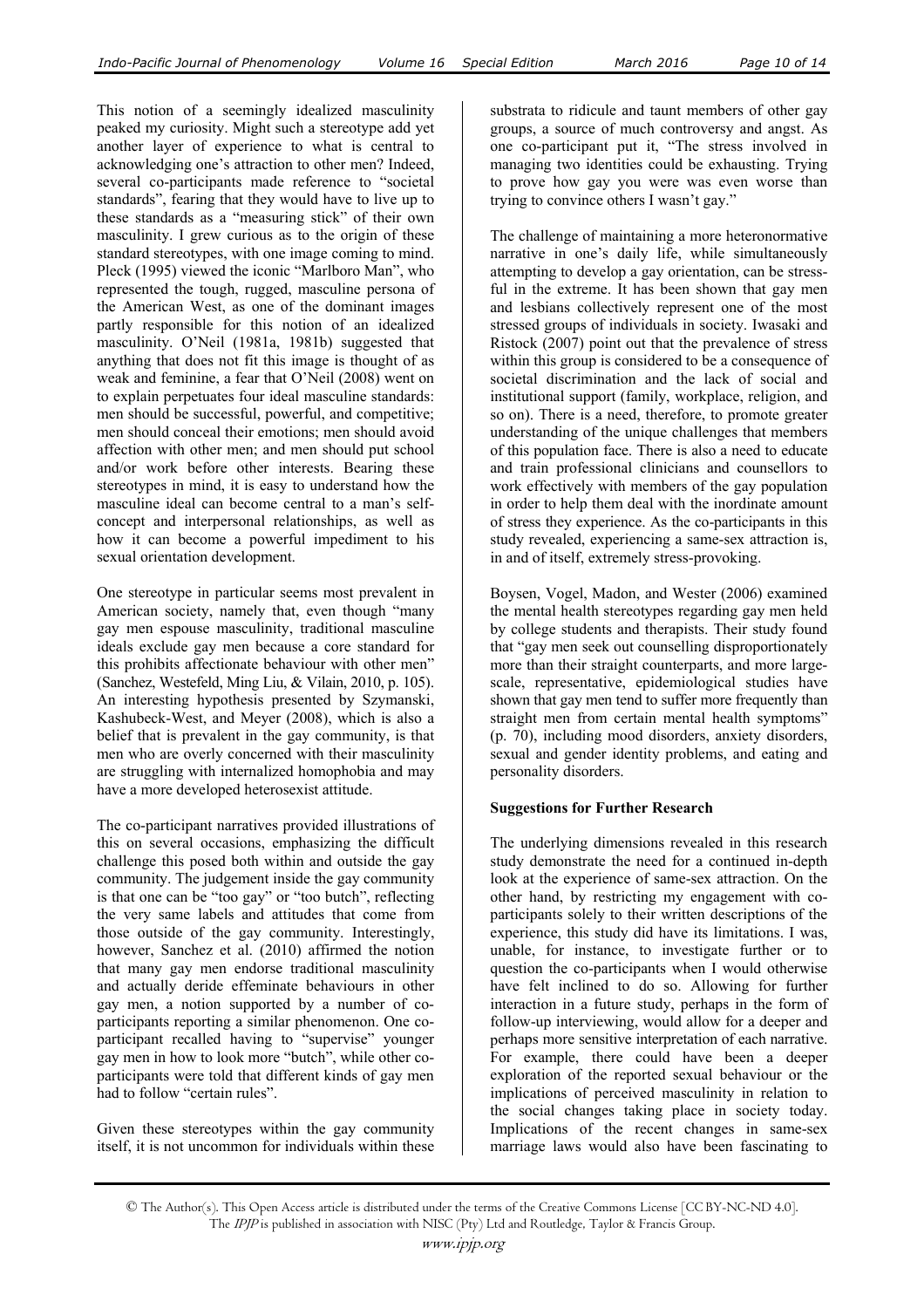This notion of a seemingly idealized masculinity peaked my curiosity. Might such a stereotype add yet another layer of experience to what is central to acknowledging one's attraction to other men? Indeed, several co-participants made reference to "societal standards", fearing that they would have to live up to these standards as a "measuring stick" of their own masculinity. I grew curious as to the origin of these standard stereotypes, with one image coming to mind. Pleck (1995) viewed the iconic "Marlboro Man", who represented the tough, rugged, masculine persona of the American West, as one of the dominant images partly responsible for this notion of an idealized masculinity. O'Neil (1981a, 1981b) suggested that anything that does not fit this image is thought of as weak and feminine, a fear that O'Neil (2008) went on to explain perpetuates four ideal masculine standards: men should be successful, powerful, and competitive; men should conceal their emotions; men should avoid affection with other men; and men should put school and/or work before other interests. Bearing these stereotypes in mind, it is easy to understand how the masculine ideal can become central to a man's self-concept and interpersonal relationships, as well as how it can become a powerful impediment to his sexual orientation development.

One stereotype in particular seems most prevalent in American society, namely that, even though "many gay men espouse masculinity, traditional masculine ideals exclude gay men because a core standard for this prohibits affectionate behaviour with other men" (Sanchez, Westefeld, Ming Liu, & Vilain, 2010, p. 105). An interesting hypothesis presented by Szymanski, Kashubeck-West, and Meyer (2008), which is also a belief that is prevalent in the gay community, is that men who are overly concerned with their masculinity are struggling with internalized homophobia and may have a more developed heterosexist attitude.

The co-participant narratives provided illustrations of this on several occasions, emphasizing the difficult challenge this posed both within and outside the gay community. The judgement inside the gay community is that one can be "too gay" or "too butch", reflecting the very same labels and attitudes that come from those outside of the gay community. Interestingly, however, Sanchez et al. (2010) affirmed the notion that many gay men endorse traditional masculinity and actually deride effeminate behaviours in other gay men, a notion supported by a number of co-participants reporting a similar phenomenon. One co-participant recalled having to "supervise" younger gay men in how to look more "butch", while other co-participants were told that different kinds of gay men had to follow "certain rules".

Given these stereotypes within the gay community itself, it is not uncommon for individuals within these substrata to ridicule and taunt members of other gay groups, a source of much controversy and angst. As one co-participant put it, "The stress involved in managing two identities could be exhausting. Trying to prove how gay you were was even worse than trying to convince others I wasn't gay."

The challenge of maintaining a more heteronormative narrative in one's daily life, while simultaneously attempting to develop a gay orientation, can be stressful in the extreme. It has been shown that gay men and lesbians collectively represent one of the most stressed groups of individuals in society. Iwasaki and Ristock (2007) point out that the prevalence of stress within this group is considered to be a consequence of societal discrimination and the lack of social and institutional support (family, workplace, religion, and so on). There is a need, therefore, to promote greater understanding of the unique challenges that members of this population face. There is also a need to educate and train professional clinicians and counsellors to work effectively with members of the gay population in order to help them deal with the inordinate amount of stress they experience. As the co-participants in this study revealed, experiencing a same-sex attraction is, in and of itself, extremely stress-provoking.

Boysen, Vogel, Madon, and Wester (2006) examined the mental health stereotypes regarding gay men held by college students and therapists. Their study found that "gay men seek out counselling disproportionately more than their straight counterparts, and more large-scale, representative, epidemiological studies have shown that gay men tend to suffer more frequently than straight men from certain mental health symptoms" (p. 70), including mood disorders, anxiety disorders, sexual and gender identity problems, and eating and personality disorders.

**Suggestions for Further Research**

The underlying dimensions revealed in this research study demonstrate the need for a continued in-depth look at the experience of same-sex attraction. On the other hand, by restricting my engagement with co-participants solely to their written descriptions of the experience, this study did have its limitations. I was, unable, for instance, to investigate further or to question the co-participants when I would otherwise have felt inclined to do so. Allowing for further interaction in a future study, perhaps in the form of follow-up interviewing, would allow for a deeper and perhaps more sensitive interpretation of each narrative. For example, there could have been a deeper exploration of the reported sexual behaviour or the implications of perceived masculinity in relation to the social changes taking place in society today. Implications of the recent changes in same-sex marriage laws would also have been fascinating to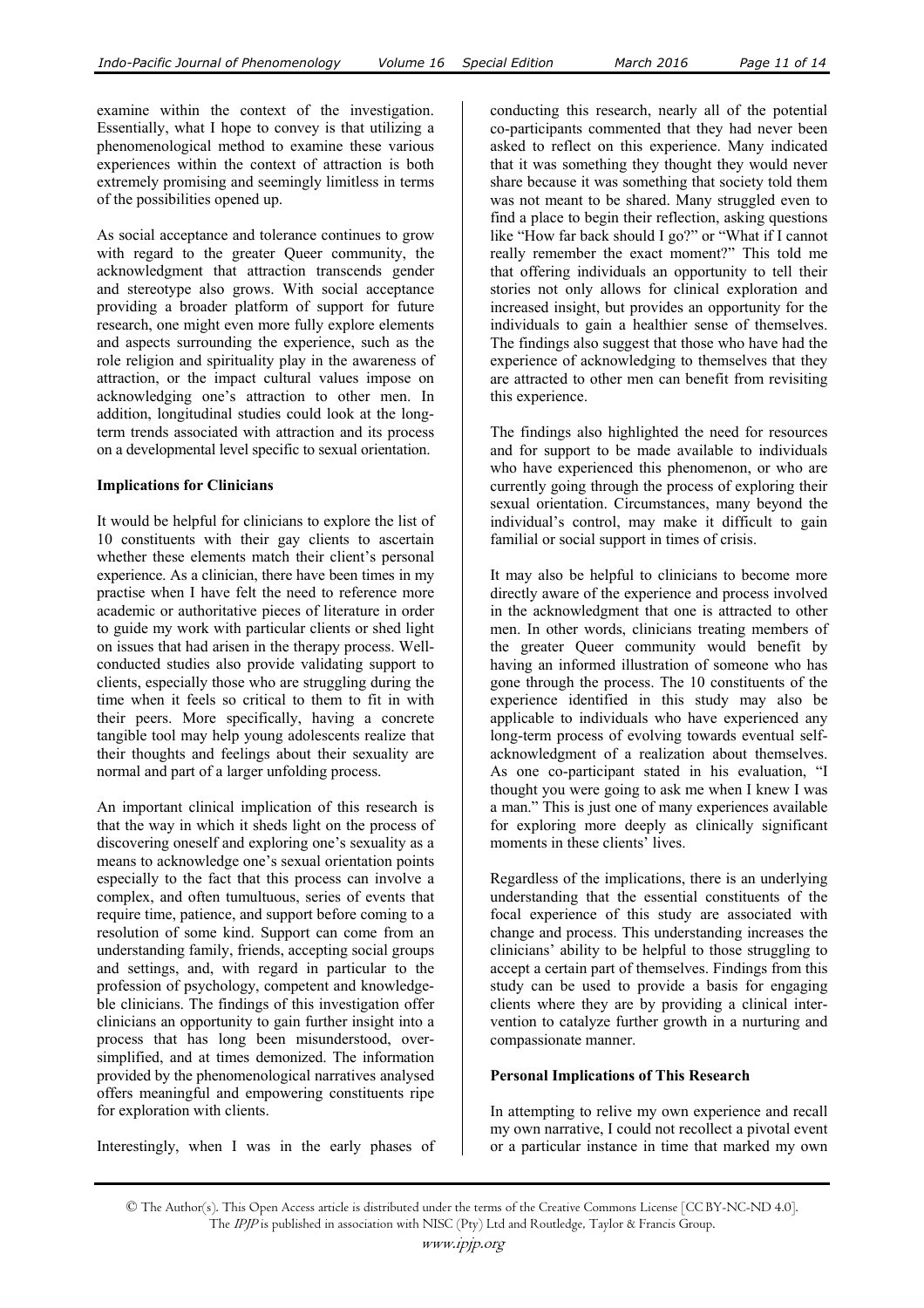examine within the context of the investigation. Essentially, what I hope to convey is that utilizing a phenomenological method to examine these various experiences within the context of attraction is both extremely promising and seemingly limitless in terms of the possibilities opened up.

As social acceptance and tolerance continues to grow with regard to the greater Queer community, the acknowledgment that attraction transcends gender and stereotype also grows. With social acceptance providing a broader platform of support for future research, one might even more fully explore elements and aspects surrounding the experience, such as the role religion and spirituality play in the awareness of attraction, or the impact cultural values impose on acknowledging one's attraction to other men. In addition, longitudinal studies could look at the long-term trends associated with attraction and its process on a developmental level specific to sexual orientation.

**Implications for Clinicians**

It would be helpful for clinicians to explore the list of 10 constituents with their gay clients to ascertain whether these elements match their client's personal experience. As a clinician, there have been times in my practise when I have felt the need to reference more academic or authoritative pieces of literature in order to guide my work with particular clients or shed light on issues that had arisen in the therapy process. Well-conducted studies also provide validating support to clients, especially those who are struggling during the time when it feels so critical to them to fit in with their peers. More specifically, having a concrete tangible tool may help young adolescents realize that their thoughts and feelings about their sexuality are normal and part of a larger unfolding process.

An important clinical implication of this research is that the way in which it sheds light on the process of discovering oneself and exploring one's sexuality as a means to acknowledge one's sexual orientation points especially to the fact that this process can involve a complex, and often tumultuous, series of events that require time, patience, and support before coming to a resolution of some kind. Support can come from an understanding family, friends, accepting social groups and settings, and, with regard in particular to the profession of psychology, competent and knowledgeble clinicians. The findings of this investigation offer clinicians an opportunity to gain further insight into a process that has long been misunderstood, oversimplified, and at times demonized. The information provided by the phenomenological narratives analysed offers meaningful and empowering constituents ripe for exploration with clients.

Interestingly, when I was in the early phases of conducting this research, nearly all of the potential co-participants commented that they had never been asked to reflect on this experience. Many indicated that it was something they thought they would never share because it was something that society told them was not meant to be shared. Many struggled even to find a place to begin their reflection, asking questions like "How far back should I go?" or "What if I cannot really remember the exact moment?" This told me that offering individuals an opportunity to tell their stories not only allows for clinical exploration and increased insight, but provides an opportunity for the individuals to gain a healthier sense of themselves. The findings also suggest that those who have had the experience of acknowledging to themselves that they are attracted to other men can benefit from revisiting this experience.

The findings also highlighted the need for resources and for support to be made available to individuals who have experienced this phenomenon, or who are currently going through the process of exploring their sexual orientation. Circumstances, many beyond the individual's control, may make it difficult to gain familial or social support in times of crisis.

It may also be helpful to clinicians to become more directly aware of the experience and process involved in the acknowledgment that one is attracted to other men. In other words, clinicians treating members of the greater Queer community would benefit by having an informed illustration of someone who has gone through the process. The 10 constituents of the experience identified in this study may also be applicable to individuals who have experienced any long-term process of evolving towards eventual self-acknowledgment of a realization about themselves. As one co-participant stated in his evaluation, "I thought you were going to ask me when I knew I was a man." This is just one of many experiences available for exploring more deeply as clinically significant moments in these clients' lives.

Regardless of the implications, there is an underlying understanding that the essential constituents of the focal experience of this study are associated with change and process. This understanding increases the clinicians' ability to be helpful to those struggling to accept a certain part of themselves. Findings from this study can be used to provide a basis for engaging clients where they are by providing a clinical intervention to catalyze further growth in a nurturing and compassionate manner.

**Personal Implications of This Research**

In attempting to relive my own experience and recall my own narrative, I could not recollect a pivotal event or a particular instance in time that marked my own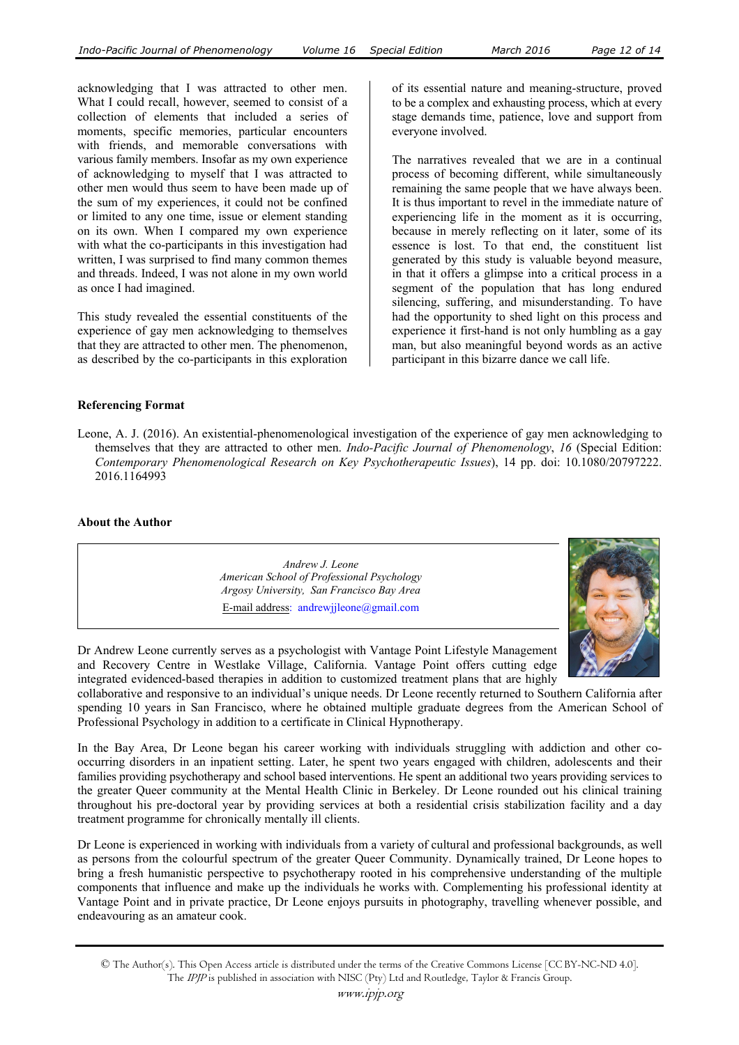acknowledging that I was attracted to other men. What I could recall, however, seemed to consist of a collection of elements that included a series of moments, specific memories, particular encounters with friends, and memorable conversations with various family members. Insofar as my own experience of acknowledging to myself that I was attracted to other men would thus seem to have been made up of the sum of my experiences, it could not be confined or limited to any one time, issue or element standing on its own. When I compared my own experience with what the co-participants in this investigation had written, I was surprised to find many common themes and threads. Indeed, I was not alone in my own world as once I had imagined.

This study revealed the essential constituents of the experience of gay men acknowledging to themselves that they are attracted to other men. The phenomenon, as described by the co-participants in this exploration of its essential nature and meaning-structure, proved to be a complex and exhausting process, which at every stage demands time, patience, love and support from everyone involved.

The narratives revealed that we are in a continual process of becoming different, while simultaneously remaining the same people that we have always been. It is thus important to revel in the immediate nature of experiencing life in the moment as it is occurring, because in merely reflecting on it later, some of its essence is lost. To that end, the constituent list generated by this study is valuable beyond measure, in that it offers a glimpse into a critical process in a segment of the population that has long endured silencing, suffering, and misunderstanding. To have had the opportunity to shed light on this process and experience it first-hand is not only humbling as a gay man, but also meaningful beyond words as an active participant in this bizarre dance we call life.

**Referencing Format**

Leone, A. J. (2016). An existential-phenomenological investigation of the experience of gay men acknowledging to themselves that they are attracted to other men. *Indo-Pacific Journal of Phenomenology*, *16* (Special Edition: *Contemporary Phenomenological Research on Key Psychotherapeutic Issues*), 14 pp. doi: 10.1080/20797222.2016.1164993

**About the Author**

*Andrew J. Leone*
*American School of Professional Psychology*
*Argosy University, San Francisco Bay Area*
E-mail address: andrewjjleone@gmail.com

Dr Andrew Leone currently serves as a psychologist with Vantage Point Lifestyle Management and Recovery Centre in Westlake Village, California. Vantage Point offers cutting edge integrated evidenced-based therapies in addition to customized treatment plans that are highly collaborative and responsive to an individual's unique needs. Dr Leone recently returned to Southern California after spending 10 years in San Francisco, where he obtained multiple graduate degrees from the American School of Professional Psychology in addition to a certificate in Clinical Hypnotherapy.

In the Bay Area, Dr Leone began his career working with individuals struggling with addiction and other co-occurring disorders in an inpatient setting. Later, he spent two years engaged with children, adolescents and their families providing psychotherapy and school based interventions. He spent an additional two years providing services to the greater Queer community at the Mental Health Clinic in Berkeley. Dr Leone rounded out his clinical training throughout his pre-doctoral year by providing services at both a residential crisis stabilization facility and a day treatment programme for chronically mentally ill clients.

Dr Leone is experienced in working with individuals from a variety of cultural and professional backgrounds, as well as persons from the colourful spectrum of the greater Queer Community. Dynamically trained, Dr Leone hopes to bring a fresh humanistic perspective to psychotherapy rooted in his comprehensive understanding of the multiple components that influence and make up the individuals he works with. Complementing his professional identity at Vantage Point and in private practice, Dr Leone enjoys pursuits in photography, travelling whenever possible, and endeavouring as an amateur cook.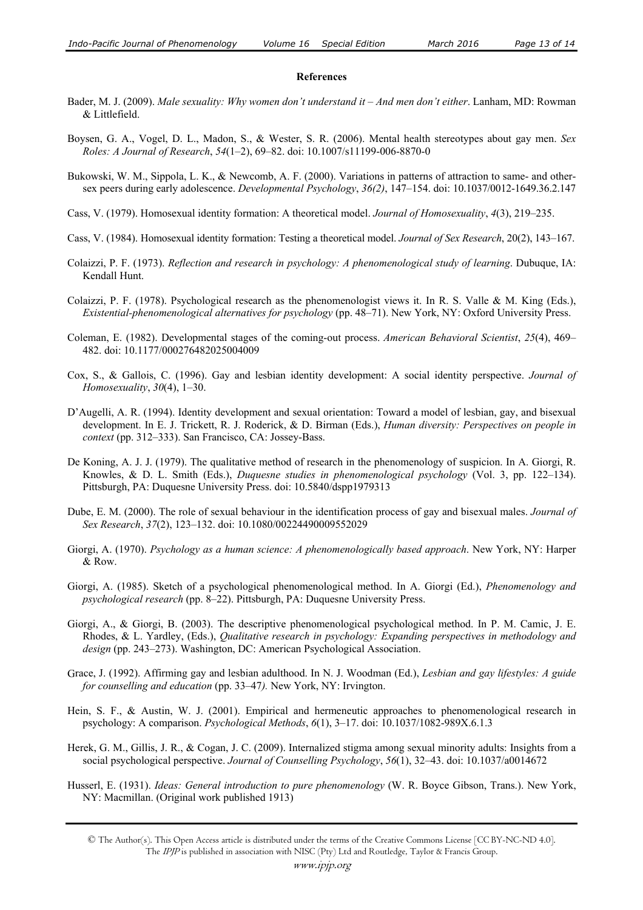**References**

Bader, M. J. (2009). *Male sexuality: Why women don't understand it – And men don't either*. Lanham, MD: Rowman & Littlefield.

Boysen, G. A., Vogel, D. L., Madon, S., & Wester, S. R. (2006). Mental health stereotypes about gay men. *Sex Roles: A Journal of Research*, *54*(1–2), 69–82. doi: 10.1007/s11199-006-8870-0

Bukowski, W. M., Sippola, L. K., & Newcomb, A. F. (2000). Variations in patterns of attraction to same- and other-sex peers during early adolescence. *Developmental Psychology*, *36(2)*, 147–154. doi: 10.1037/0012-1649.36.2.147

Cass, V. (1979). Homosexual identity formation: A theoretical model. *Journal of Homosexuality*, *4*(3), 219–235.

Cass, V. (1984). Homosexual identity formation: Testing a theoretical model. *Journal of Sex Research*, 20(2), 143–167.

Colaizzi, P. F. (1973). *Reflection and research in psychology: A phenomenological study of learning*. Dubuque, IA: Kendall Hunt.

Colaizzi, P. F. (1978). Psychological research as the phenomenologist views it. In R. S. Valle & M. King (Eds.), *Existential-phenomenological alternatives for psychology* (pp. 48–71). New York, NY: Oxford University Press.

Coleman, E. (1982). Developmental stages of the coming-out process. *American Behavioral Scientist*, *25*(4), 469–482. doi: 10.1177/000276482025004009

Cox, S., & Gallois, C. (1996). Gay and lesbian identity development: A social identity perspective. *Journal of Homosexuality*, *30*(4), 1–30.

D'Augelli, A. R. (1994). Identity development and sexual orientation: Toward a model of lesbian, gay, and bisexual development. In E. J. Trickett, R. J. Roderick, & D. Birman (Eds.), *Human diversity: Perspectives on people in context* (pp. 312–333). San Francisco, CA: Jossey-Bass.

De Koning, A. J. J. (1979). The qualitative method of research in the phenomenology of suspicion. In A. Giorgi, R. Knowles, & D. L. Smith (Eds.), *Duquesne studies in phenomenological psychology* (Vol. 3, pp. 122–134). Pittsburgh, PA: Duquesne University Press. doi: 10.5840/dspp1979313

Dube, E. M. (2000). The role of sexual behaviour in the identification process of gay and bisexual males. *Journal of Sex Research*, *37*(2), 123–132. doi: 10.1080/00224490009552029

Giorgi, A. (1970). *Psychology as a human science: A phenomenologically based approach*. New York, NY: Harper & Row.

Giorgi, A. (1985). Sketch of a psychological phenomenological method. In A. Giorgi (Ed.), *Phenomenology and psychological research* (pp. 8–22). Pittsburgh, PA: Duquesne University Press.

Giorgi, A., & Giorgi, B. (2003). The descriptive phenomenological psychological method. In P. M. Camic, J. E. Rhodes, & L. Yardley, (Eds.), *Qualitative research in psychology: Expanding perspectives in methodology and design* (pp. 243–273). Washington, DC: American Psychological Association.

Grace, J. (1992). Affirming gay and lesbian adulthood. In N. J. Woodman (Ed.), *Lesbian and gay lifestyles: A guide for counselling and education* (pp. 33–47*).* New York, NY: Irvington.

Hein, S. F., & Austin, W. J. (2001). Empirical and hermeneutic approaches to phenomenological research in psychology: A comparison. *Psychological Methods*, *6*(1), 3–17. doi: 10.1037/1082-989X.6.1.3

Herek, G. M., Gillis, J. R., & Cogan, J. C. (2009). Internalized stigma among sexual minority adults: Insights from a social psychological perspective. *Journal of Counselling Psychology*, *56*(1), 32–43. doi: 10.1037/a0014672

Husserl, E. (1931). *Ideas: General introduction to pure phenomenology* (W. R. Boyce Gibson, Trans.). New York, NY: Macmillan. (Original work published 1913)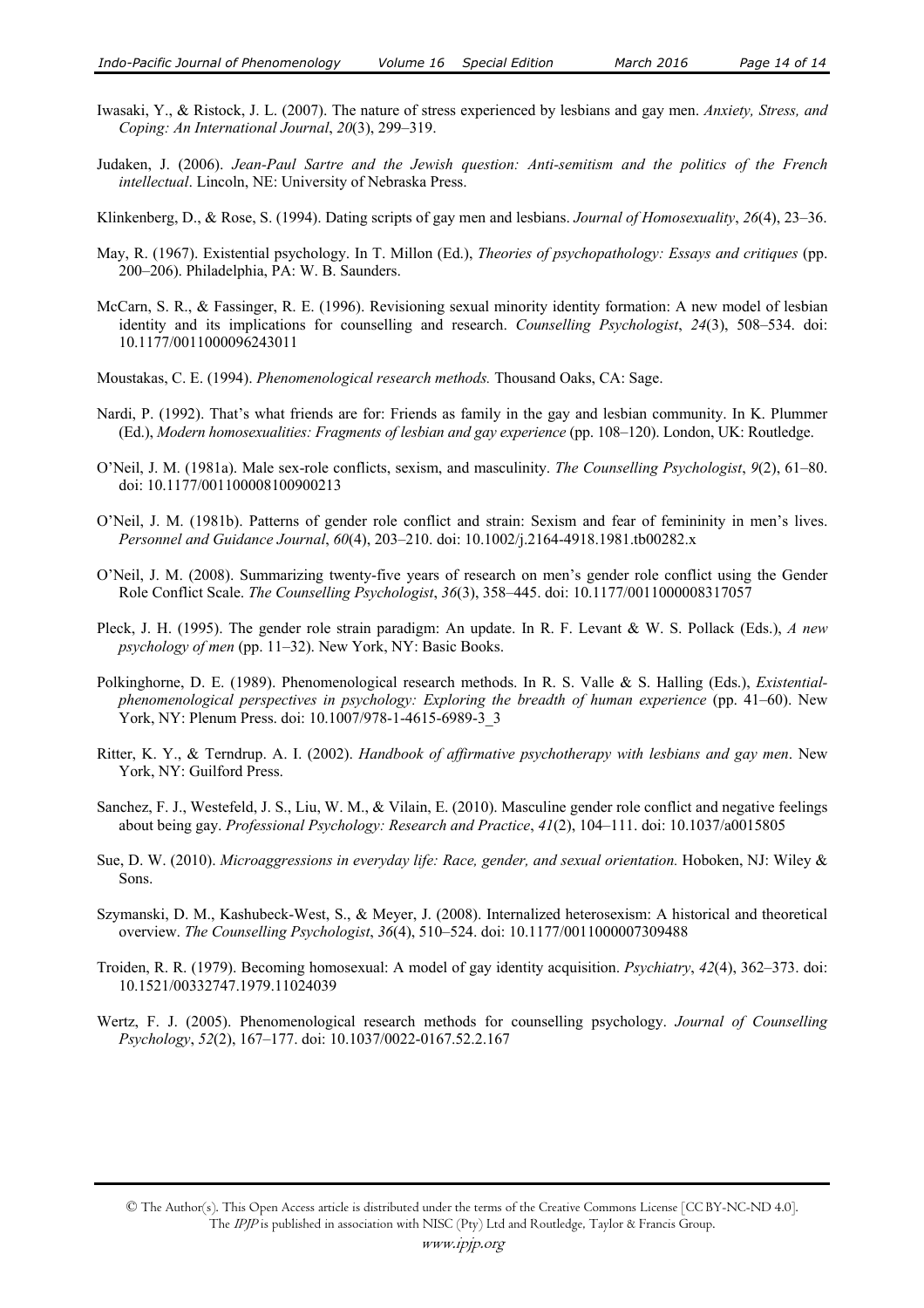Iwasaki, Y., & Ristock, J. L. (2007). The nature of stress experienced by lesbians and gay men. *Anxiety, Stress, and Coping: An International Journal*, *20*(3), 299–319.

Judaken, J. (2006). *Jean-Paul Sartre and the Jewish question: Anti-semitism and the politics of the French intellectual*. Lincoln, NE: University of Nebraska Press.

Klinkenberg, D., & Rose, S. (1994). Dating scripts of gay men and lesbians. *Journal of Homosexuality*, *26*(4), 23–36.

May, R. (1967). Existential psychology. In T. Millon (Ed.), *Theories of psychopathology: Essays and critiques* (pp. 200–206). Philadelphia, PA: W. B. Saunders.

McCarn, S. R., & Fassinger, R. E. (1996). Revisioning sexual minority identity formation: A new model of lesbian identity and its implications for counselling and research. *Counselling Psychologist*, *24*(3), 508–534. doi: 10.1177/0011000096243011

Moustakas, C. E. (1994). *Phenomenological research methods.* Thousand Oaks, CA: Sage.

Nardi, P. (1992). That's what friends are for: Friends as family in the gay and lesbian community. In K. Plummer (Ed.), *Modern homosexualities: Fragments of lesbian and gay experience* (pp. 108–120). London, UK: Routledge.

O'Neil, J. M. (1981a). Male sex-role conflicts, sexism, and masculinity. *The Counselling Psychologist*, *9*(2), 61–80. doi: 10.1177/001100008100900213

O'Neil, J. M. (1981b). Patterns of gender role conflict and strain: Sexism and fear of femininity in men's lives. *Personnel and Guidance Journal*, *60*(4), 203–210. doi: 10.1002/j.2164-4918.1981.tb00282.x

O'Neil, J. M. (2008). Summarizing twenty-five years of research on men's gender role conflict using the Gender Role Conflict Scale. *The Counselling Psychologist*, *36*(3), 358–445. doi: 10.1177/0011000008317057

Pleck, J. H. (1995). The gender role strain paradigm: An update. In R. F. Levant & W. S. Pollack (Eds.), *A new psychology of men* (pp. 11–32). New York, NY: Basic Books.

Polkinghorne, D. E. (1989). Phenomenological research methods. In R. S. Valle & S. Halling (Eds.), *Existential-phenomenological perspectives in psychology: Exploring the breadth of human experience* (pp. 41–60). New York, NY: Plenum Press. doi: 10.1007/978-1-4615-6989-3_3

Ritter, K. Y., & Terndrup. A. I. (2002). *Handbook of affirmative psychotherapy with lesbians and gay men*. New York, NY: Guilford Press.

Sanchez, F. J., Westefeld, J. S., Liu, W. M., & Vilain, E. (2010). Masculine gender role conflict and negative feelings about being gay. *Professional Psychology: Research and Practice*, *41*(2), 104–111. doi: 10.1037/a0015805

Sue, D. W. (2010). *Microaggressions in everyday life: Race, gender, and sexual orientation.* Hoboken, NJ: Wiley & Sons.

Szymanski, D. M., Kashubeck-West, S., & Meyer, J. (2008). Internalized heterosexism: A historical and theoretical overview. *The Counselling Psychologist*, *36*(4), 510–524. doi: 10.1177/0011000007309488

Troiden, R. R. (1979). Becoming homosexual: A model of gay identity acquisition. *Psychiatry*, *42*(4), 362–373. doi: 10.1521/00332747.1979.11024039

Wertz, F. J. (2005). Phenomenological research methods for counselling psychology. *Journal of Counselling Psychology*, *52*(2), 167–177. doi: 10.1037/0022-0167.52.2.167

© The Author(s). This Open Access article is distributed under the terms of the Creative Commons License [CC BY-NC-ND 4.0]. The *IPJP* is published in association with NISC (Pty) Ltd and Routledge, Taylor & Francis Group.